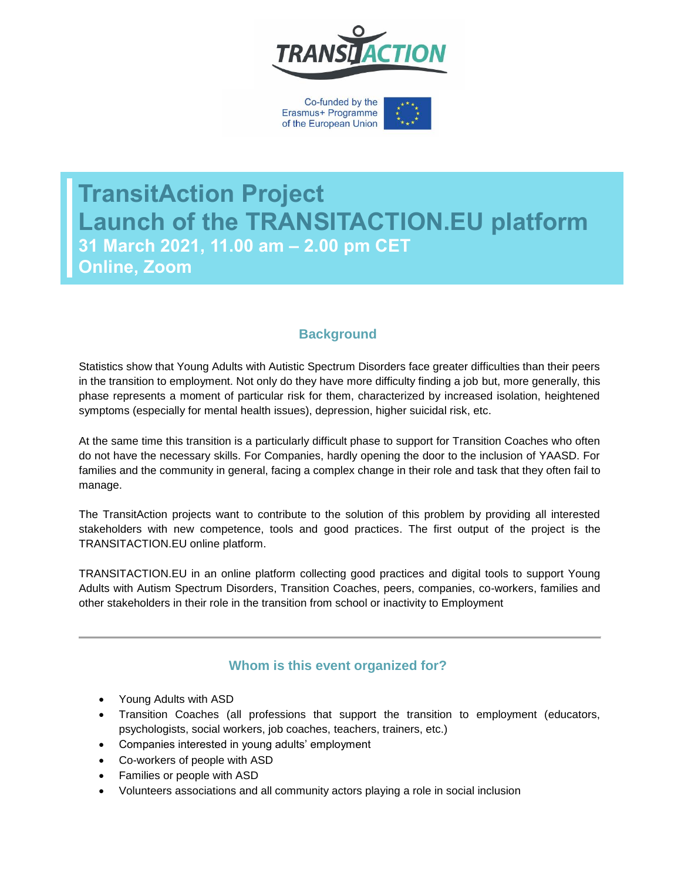TRANSITACTION

Co-funded by the Erasmus+ Programme of the European Union

# TransitAction Project
# Launch of the TRANSITACTION.EU platform

**31 March 2021, 11.00 am – 2.00 pm CET**
**Online, Zoom**

## Background

Statistics show that Young Adults with Autistic Spectrum Disorders face greater difficulties than their peers in the transition to employment. Not only do they have more difficulty finding a job but, more generally, this phase represents a moment of particular risk for them, characterized by increased isolation, heightened symptoms (especially for mental health issues), depression, higher suicidal risk, etc.

At the same time this transition is a particularly difficult phase to support for Transition Coaches who often do not have the necessary skills. For Companies, hardly opening the door to the inclusion of YAASD. For families and the community in general, facing a complex change in their role and task that they often fail to manage.

The TransitAction projects want to contribute to the solution of this problem by providing all interested stakeholders with new competence, tools and good practices. The first output of the project is the TRANSITACTION.EU online platform.

TRANSITACTION.EU in an online platform collecting good practices and digital tools to support Young Adults with Autism Spectrum Disorders, Transition Coaches, peers, companies, co-workers, families and other stakeholders in their role in the transition from school or inactivity to Employment

---

## Whom is this event organized for?

- Young Adults with ASD
- Transition Coaches (all professions that support the transition to employment (educators, psychologists, social workers, job coaches, teachers, trainers, etc.)
- Companies interested in young adults' employment
- Co-workers of people with ASD
- Families or people with ASD
- Volunteers associations and all community actors playing a role in social inclusion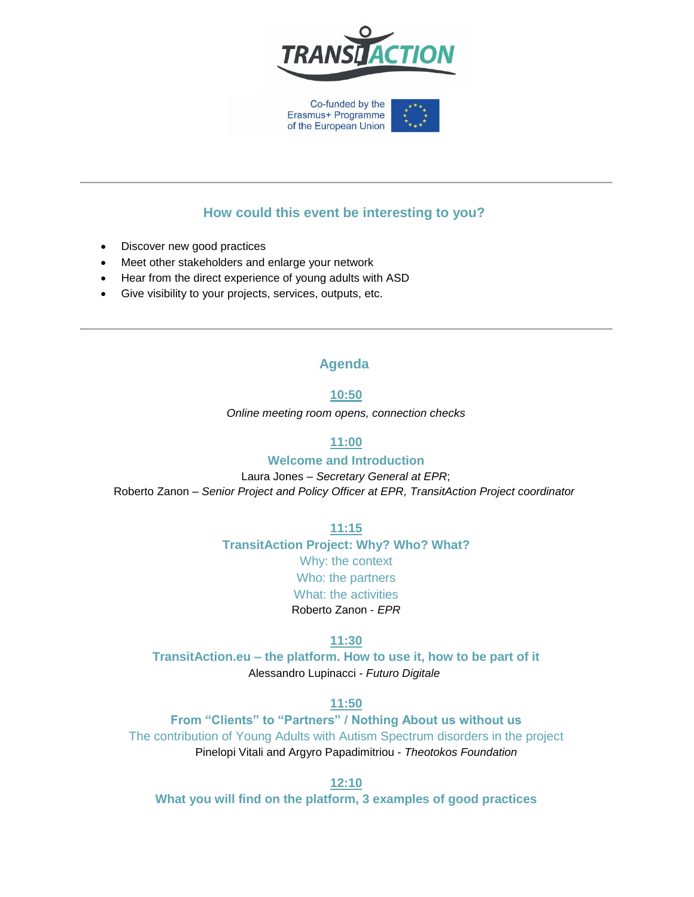TRANSITACTION

Co-funded by the Erasmus+ Programme of the European Union

---

## How could this event be interesting to you?

- Discover new good practices
- Meet other stakeholders and enlarge your network
- Hear from the direct experience of young adults with ASD
- Give visibility to your projects, services, outputs, etc.

---

## Agenda

**10:50**

*Online meeting room opens, connection checks*

**11:00**

**Welcome and Introduction**

Laura Jones – *Secretary General at EPR*;
Roberto Zanon – *Senior Project and Policy Officer at EPR, TransitAction Project coordinator*

**11:15**

**TransitAction Project: Why? Who? What?**

Why: the context
Who: the partners
What: the activities

Roberto Zanon - *EPR*

**11:30**

**TransitAction.eu – the platform. How to use it, how to be part of it**

Alessandro Lupinacci - *Futuro Digitale*

**11:50**

**From "Clients" to "Partners" / Nothing About us without us**

The contribution of Young Adults with Autism Spectrum disorders in the project

Pinelopi Vitali and Argyro Papadimitriou - *Theotokos Foundation*

**12:10**

**What you will find on the platform, 3 examples of good practices**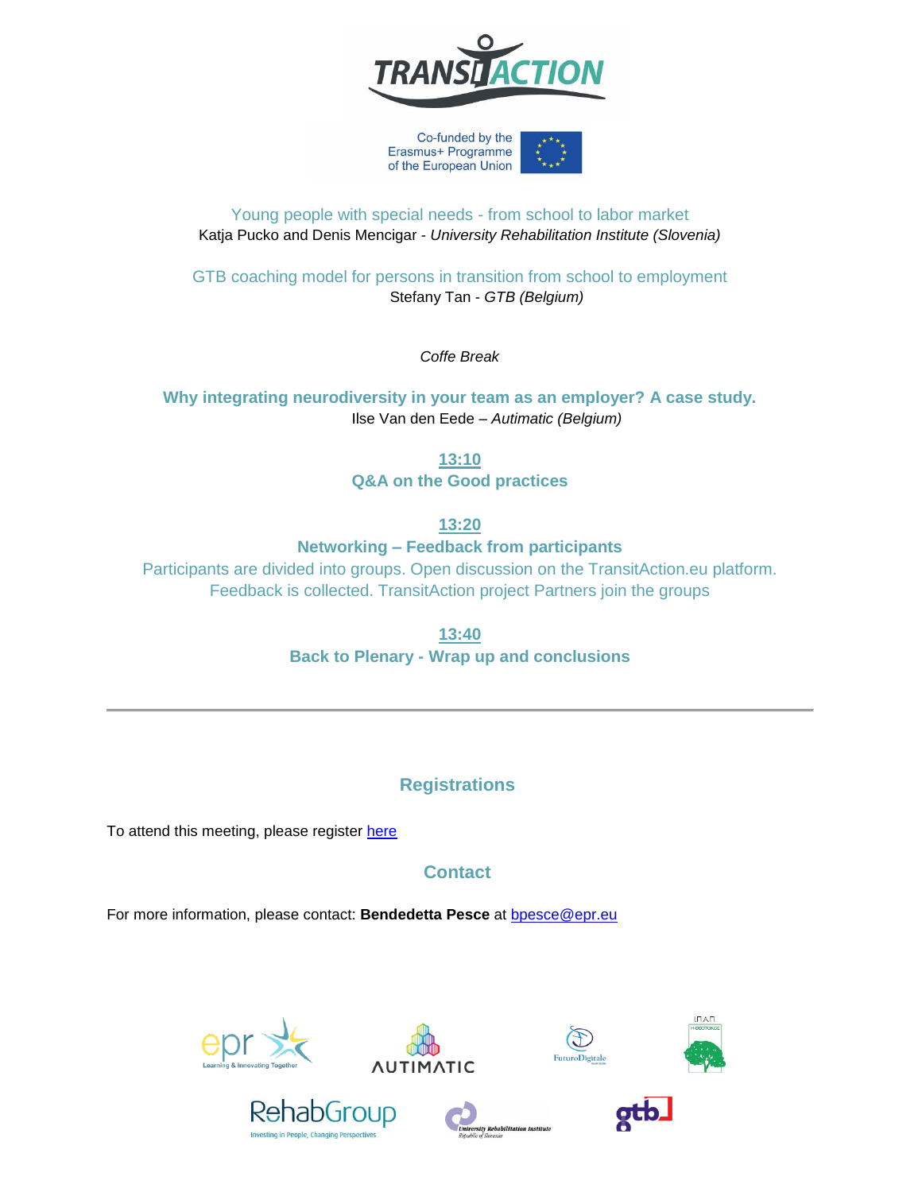Co-funded by the Erasmus+ Programme of the European Union

Young people with special needs - from school to labor market
Katja Pucko and Denis Mencigar - *University Rehabilitation Institute (Slovenia)*

GTB coaching model for persons in transition from school to employment
Stefany Tan - *GTB (Belgium)*

*Coffe Break*

**Why integrating neurodiversity in your team as an employer? A case study.**
Ilse Van den Eede – *Autimatic (Belgium)*

**13:10**
**Q&A on the Good practices**

**13:20**
**Networking – Feedback from participants**
Participants are divided into groups. Open discussion on the TransitAction.eu platform. Feedback is collected. TransitAction project Partners join the groups

**13:40**
**Back to Plenary - Wrap up and conclusions**

---

## Registrations

To attend this meeting, please register [here]

## Contact

For more information, please contact: **Bendedetta Pesce** at bpesce@epr.eu